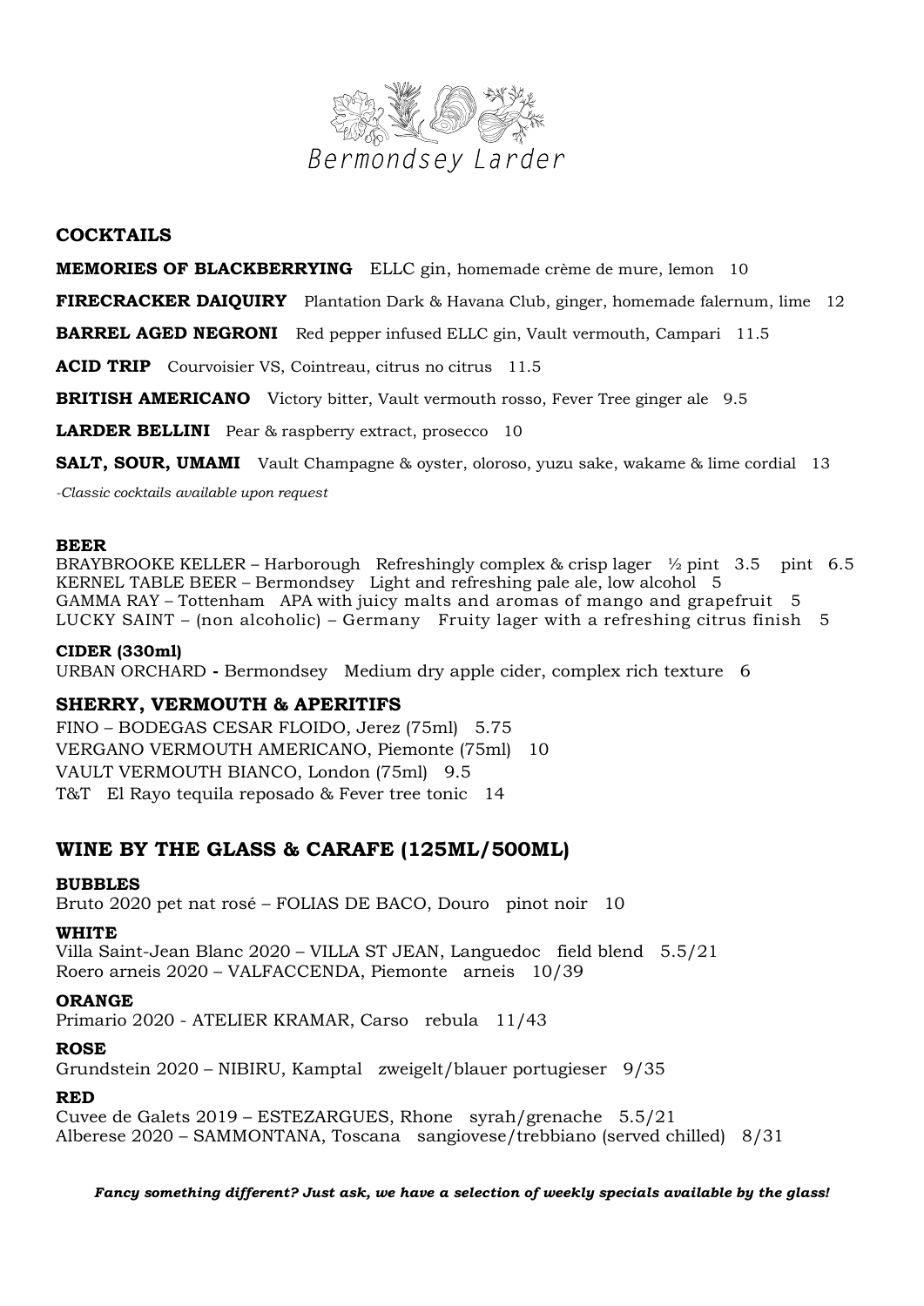# Bermondsey Larder

## COCKTAILS

**MEMORIES OF BLACKBERRYING** ELLC gin, homemade crème de mure, lemon 10

**FIRECRACKER DAIQUIRY** Plantation Dark & Havana Club, ginger, homemade falernum, lime 12

**BARREL AGED NEGRONI** Red pepper infused ELLC gin, Vault vermouth, Campari 11.5

**ACID TRIP** Courvoisier VS, Cointreau, citrus no citrus 11.5

**BRITISH AMERICANO** Victory bitter, Vault vermouth rosso, Fever Tree ginger ale 9.5

**LARDER BELLINI** Pear & raspberry extract, prosecco 10

**SALT, SOUR, UMAMI** Vault Champagne & oyster, oloroso, yuzu sake, wakame & lime cordial 13

*-Classic cocktails available upon request*

### BEER

BRAYBROOKE KELLER – Harborough Refreshingly complex & crisp lager ½ pint 3.5 pint 6.5
KERNEL TABLE BEER – Bermondsey Light and refreshing pale ale, low alcohol 5
GAMMA RAY – Tottenham APA with juicy malts and aromas of mango and grapefruit 5
LUCKY SAINT – (non alcoholic) – Germany Fruity lager with a refreshing citrus finish 5

### CIDER (330ml)

URBAN ORCHARD - Bermondsey Medium dry apple cider, complex rich texture 6

## SHERRY, VERMOUTH & APERITIFS

FINO – BODEGAS CESAR FLOIDO, Jerez (75ml) 5.75
VERGANO VERMOUTH AMERICANO, Piemonte (75ml) 10
VAULT VERMOUTH BIANCO, London (75ml) 9.5
T&T El Rayo tequila reposado & Fever tree tonic 14

## WINE BY THE GLASS & CARAFE (125ML/500ML)

### BUBBLES

Bruto 2020 pet nat rosé – FOLIAS DE BACO, Douro pinot noir 10

### WHITE

Villa Saint-Jean Blanc 2020 – VILLA ST JEAN, Languedoc field blend 5.5/21
Roero arneis 2020 – VALFACCENDA, Piemonte arneis 10/39

### ORANGE

Primario 2020 - ATELIER KRAMAR, Carso rebula 11/43

### ROSE

Grundstein 2020 – NIBIRU, Kamptal zweigelt/blauer portugieser 9/35

### RED

Cuvee de Galets 2019 – ESTEZARGUES, Rhone syrah/grenache 5.5/21
Alberese 2020 – SAMMONTANA, Toscana sangiovese/trebbiano (served chilled) 8/31

***Fancy something different? Just ask, we have a selection of weekly specials available by the glass!***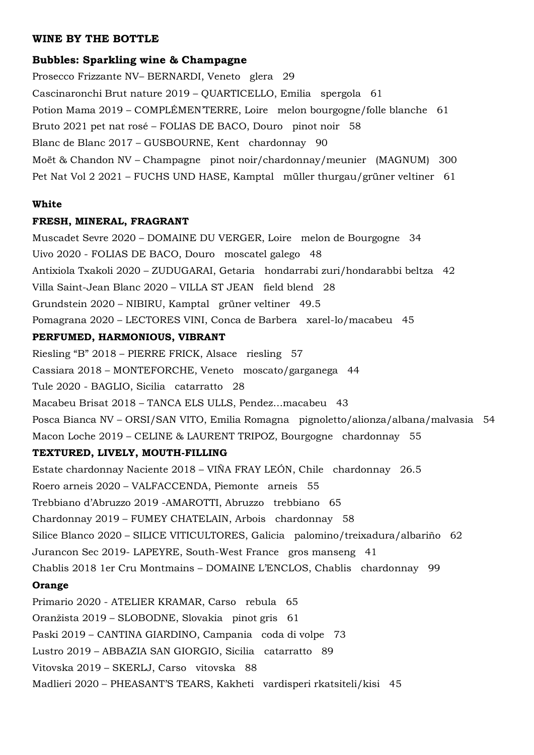**WINE BY THE BOTTLE**

**Bubbles: Sparkling wine & Champagne**

Prosecco Frizzante NV– BERNARDI, Veneto glera 29

Cascinaronchi Brut nature 2019 – QUARTICELLO, Emilia spergola 61

Potion Mama 2019 – COMPLÉMEN'TERRE, Loire melon bourgogne/folle blanche 61

Bruto 2021 pet nat rosé – FOLIAS DE BACO, Douro pinot noir 58

Blanc de Blanc 2017 – GUSBOURNE, Kent chardonnay 90

Moët & Chandon NV – Champagne pinot noir/chardonnay/meunier (MAGNUM) 300

Pet Nat Vol 2 2021 – FUCHS UND HASE, Kamptal müller thurgau/grüner veltiner 61

**White**

**FRESH, MINERAL, FRAGRANT**

Muscadet Sevre 2020 – DOMAINE DU VERGER, Loire melon de Bourgogne 34

Uivo 2020 - FOLIAS DE BACO, Douro moscatel galego 48

Antixiola Txakoli 2020 – ZUDUGARAI, Getaria hondarrabi zuri/hondarabbi beltza 42

Villa Saint-Jean Blanc 2020 – VILLA ST JEAN field blend 28

Grundstein 2020 – NIBIRU, Kamptal grüner veltiner 49.5

Pomagrana 2020 – LECTORES VINI, Conca de Barbera xarel-lo/macabeu 45

**PERFUMED, HARMONIOUS, VIBRANT**

Riesling "B" 2018 – PIERRE FRICK, Alsace riesling 57

Cassiara 2018 – MONTEFORCHE, Veneto moscato/garganega 44

Tule 2020 - BAGLIO, Sicilia catarratto 28

Macabeu Brisat 2018 – TANCA ELS ULLS, Pendez…macabeu 43

Posca Bianca NV – ORSI/SAN VITO, Emilia Romagna pignoletto/alionza/albana/malvasia 54

Macon Loche 2019 – CELINE & LAURENT TRIPOZ, Bourgogne chardonnay 55

**TEXTURED, LIVELY, MOUTH-FILLING**

Estate chardonnay Naciente 2018 – VIÑA FRAY LEÓN, Chile chardonnay 26.5

Roero arneis 2020 – VALFACCENDA, Piemonte arneis 55

Trebbiano d'Abruzzo 2019 -AMAROTTI, Abruzzo trebbiano 65

Chardonnay 2019 – FUMEY CHATELAIN, Arbois chardonnay 58

Silice Blanco 2020 – SILICE VITICULTORES, Galicia palomino/treixadura/albariño 62

Jurancon Sec 2019- LAPEYRE, South-West France gros manseng 41

Chablis 2018 1er Cru Montmains – DOMAINE L'ENCLOS, Chablis chardonnay 99

**Orange**

Primario 2020 - ATELIER KRAMAR, Carso rebula 65

Oranžista 2019 – SLOBODNE, Slovakia pinot gris 61

Paski 2019 – CANTINA GIARDINO, Campania coda di volpe 73

Lustro 2019 – ABBAZIA SAN GIORGIO, Sicilia catarratto 89

Vitovska 2019 – SKERLJ, Carso vitovska 88

Madlieri 2020 – PHEASANT'S TEARS, Kakheti vardisperi rkatsiteli/kisi 45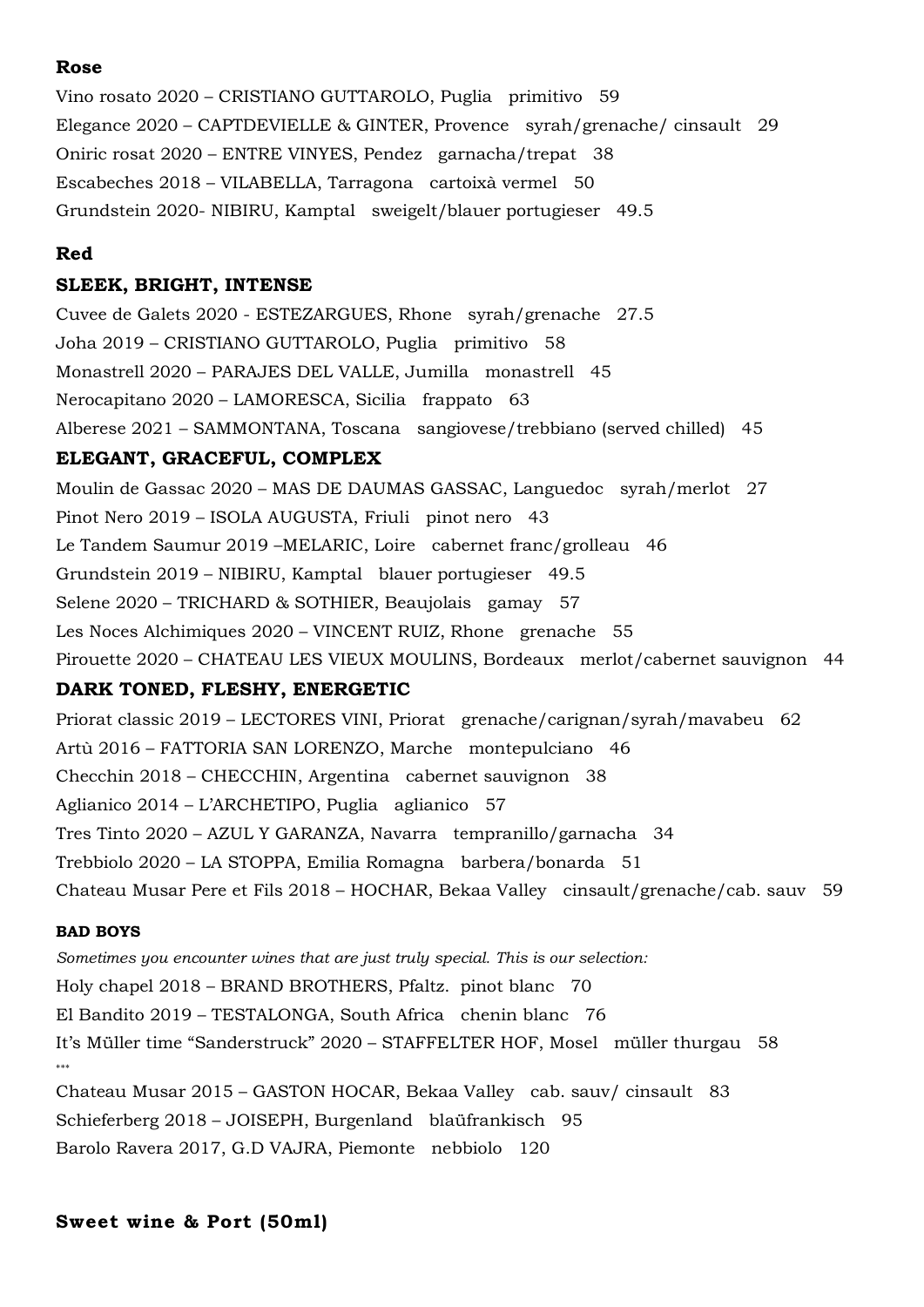## Rose

Vino rosato 2020 – CRISTIANO GUTTAROLO, Puglia   primitivo   59

Elegance 2020 – CAPTDEVIELLE & GINTER, Provence   syrah/grenache/ cinsault   29

Oniric rosat 2020 – ENTRE VINYES, Pendez   garnacha/trepat   38

Escabeches 2018 – VILABELLA, Tarragona   cartoixà vermel   50

Grundstein 2020- NIBIRU, Kamptal   sweigelt/blauer portugieser   49.5

## Red

### SLEEK, BRIGHT, INTENSE

Cuvee de Galets 2020 - ESTEZARGUES, Rhone   syrah/grenache   27.5

Joha 2019 – CRISTIANO GUTTAROLO, Puglia   primitivo   58

Monastrell 2020 – PARAJES DEL VALLE, Jumilla   monastrell   45

Nerocapitano 2020 – LAMORESCA, Sicilia   frappato   63

Alberese 2021 – SAMMONTANA, Toscana   sangiovese/trebbiano (served chilled)   45

### ELEGANT, GRACEFUL, COMPLEX

Moulin de Gassac 2020 – MAS DE DAUMAS GASSAC, Languedoc   syrah/merlot   27

Pinot Nero 2019 – ISOLA AUGUSTA, Friuli   pinot nero   43

Le Tandem Saumur 2019 –MELARIC, Loire   cabernet franc/grolleau   46

Grundstein 2019 – NIBIRU, Kamptal   blauer portugieser   49.5

Selene 2020 – TRICHARD & SOTHIER, Beaujolais   gamay   57

Les Noces Alchimiques 2020 – VINCENT RUIZ, Rhone   grenache   55

Pirouette 2020 – CHATEAU LES VIEUX MOULINS, Bordeaux   merlot/cabernet sauvignon   44

### DARK TONED, FLESHY, ENERGETIC

Priorat classic 2019 – LECTORES VINI, Priorat   grenache/carignan/syrah/mavabeu   62

Artù 2016 – FATTORIA SAN LORENZO, Marche   montepulciano   46

Checchin 2018 – CHECCHIN, Argentina   cabernet sauvignon   38

Aglianico 2014 – L'ARCHETIPO, Puglia   aglianico   57

Tres Tinto 2020 – AZUL Y GARANZA, Navarra   tempranillo/garnacha   34

Trebbiolo 2020 – LA STOPPA, Emilia Romagna   barbera/bonarda   51

Chateau Musar Pere et Fils 2018 – HOCHAR, Bekaa Valley   cinsault/grenache/cab. sauv   59

#### BAD BOYS

*Sometimes you encounter wines that are just truly special. This is our selection:*

Holy chapel 2018 – BRAND BROTHERS, Pfaltz.  pinot blanc   70

El Bandito 2019 – TESTALONGA, South Africa   chenin blanc   76

It's Müller time "Sanderstruck" 2020 – STAFFELTER HOF, Mosel   müller thurgau   58

***

Chateau Musar 2015 – GASTON HOCAR, Bekaa Valley   cab. sauv/ cinsault   83

Schieferberg 2018 – JOISEPH, Burgenland   blaüfrankisch   95

Barolo Ravera 2017, G.D VAJRA, Piemonte   nebbiolo   120

## Sweet wine & Port (50ml)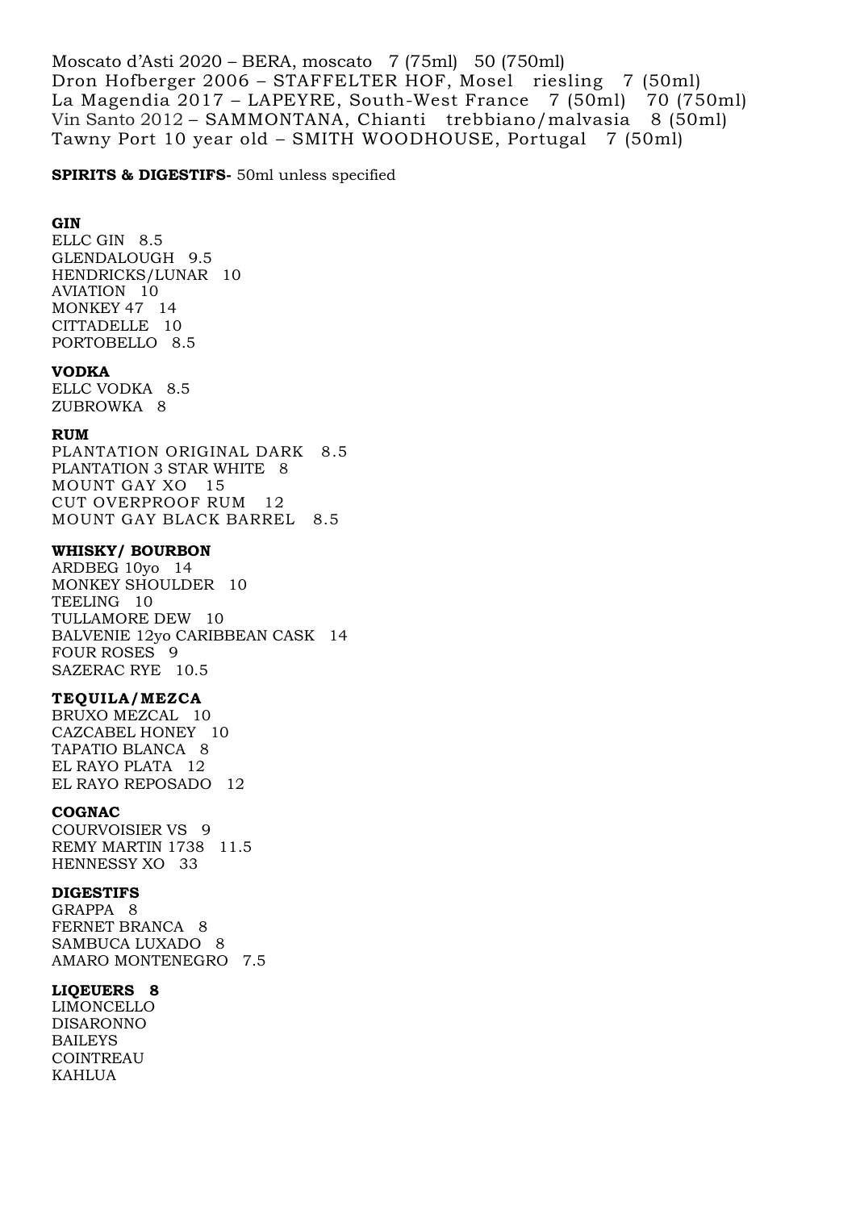Moscato d'Asti 2020 – BERA, moscato 7 (75ml) 50 (750ml)
Dron Hofberger 2006 – STAFFELTER HOF, Mosel riesling 7 (50ml)
La Magendia 2017 – LAPEYRE, South-West France 7 (50ml) 70 (750ml)
Vin Santo 2012 – SAMMONTANA, Chianti trebbiano/malvasia 8 (50ml)
Tawny Port 10 year old – SMITH WOODHOUSE, Portugal 7 (50ml)

**SPIRITS & DIGESTIFS-** 50ml unless specified

**GIN**

ELLC GIN 8.5
GLENDALOUGH 9.5
HENDRICKS/LUNAR 10
AVIATION 10
MONKEY 47 14
CITTADELLE 10
PORTOBELLO 8.5

**VODKA**

ELLC VODKA 8.5
ZUBROWKA 8

**RUM**

PLANTATION ORIGINAL DARK 8.5
PLANTATION 3 STAR WHITE 8
MOUNT GAY XO 15
CUT OVERPROOF RUM 12
MOUNT GAY BLACK BARREL 8.5

**WHISKY/ BOURBON**

ARDBEG 10yo 14
MONKEY SHOULDER 10
TEELING 10
TULLAMORE DEW 10
BALVENIE 12yo CARIBBEAN CASK 14
FOUR ROSES 9
SAZERAC RYE 10.5

**TEQUILA/MEZCA**

BRUXO MEZCAL 10
CAZCABEL HONEY 10
TAPATIO BLANCA 8
EL RAYO PLATA 12
EL RAYO REPOSADO 12

**COGNAC**

COURVOISIER VS 9
REMY MARTIN 1738 11.5
HENNESSY XO 33

**DIGESTIFS**

GRAPPA 8
FERNET BRANCA 8
SAMBUCA LUXADO 8
AMARO MONTENEGRO 7.5

**LIQEUERS 8**

LIMONCELLO
DISARONNO
BAILEYS
COINTREAU
KAHLUA